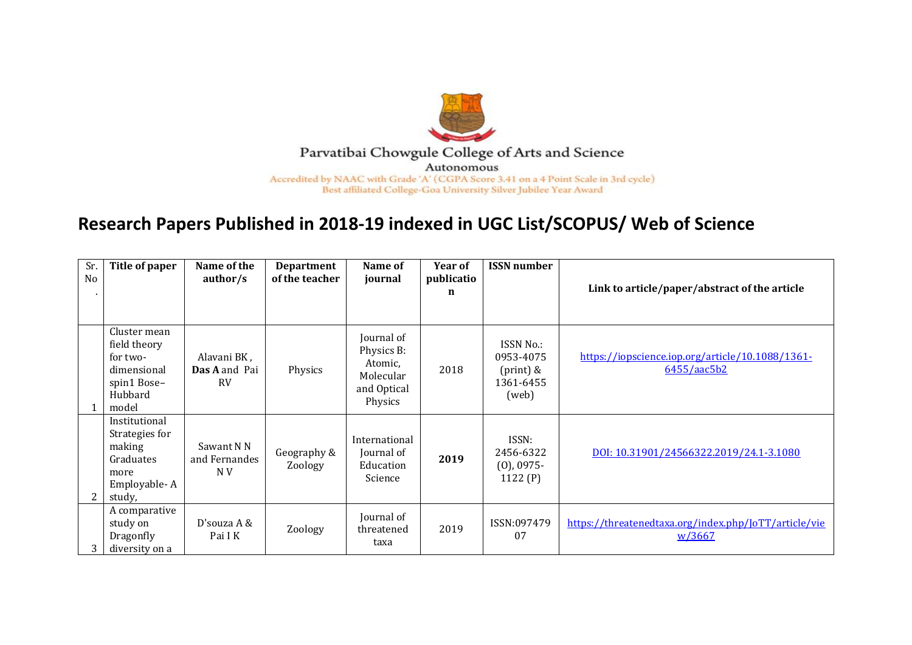Parvatibai Chowgule College of Arts and Science

Autonomous

Accredited by NAAC with Grade 'A' (CGPA Score 3.41 on a 4 Point Scale in 3rd cycle)

Best affiliated College-Goa University Silver Jubilee Year Award

# Research Papers Published in 2018-19 indexed in UGC List/SCOPUS/ Web of Science

| Sr. No. | Title of paper | Name of the author/s | Department of the teacher | Name of journal | Year of publication | ISSN number | Link to article/paper/abstract of the article |
|---|---|---|---|---|---|---|---|
| 1 | Cluster mean field theory for two-dimensional spin1 Bose–Hubbard model | Alavani BK , **Das A** and Pai RV | Physics | Journal of Physics B: Atomic, Molecular and Optical Physics | 2018 | ISSN No.: 0953-4075 (print) & 1361-6455 (web) | https://iopscience.iop.org/article/10.1088/1361-6455/aac5b2 |
| 2 | Institutional Strategies for making Graduates more Employable- A study, | Sawant N N and Fernandes N V | Geography & Zoology | International Journal of Education Science | **2019** | ISSN: 2456-6322 (O), 0975-1122 (P) | DOI: 10.31901/24566322.2019/24.1-3.1080 |
| 3 | A comparative study on Dragonfly diversity on a | D'souza A & Pai I K | Zoology | Journal of threatened taxa | 2019 | ISSN:09747907 | https://threatenedtaxa.org/index.php/JoTT/article/view/3667 |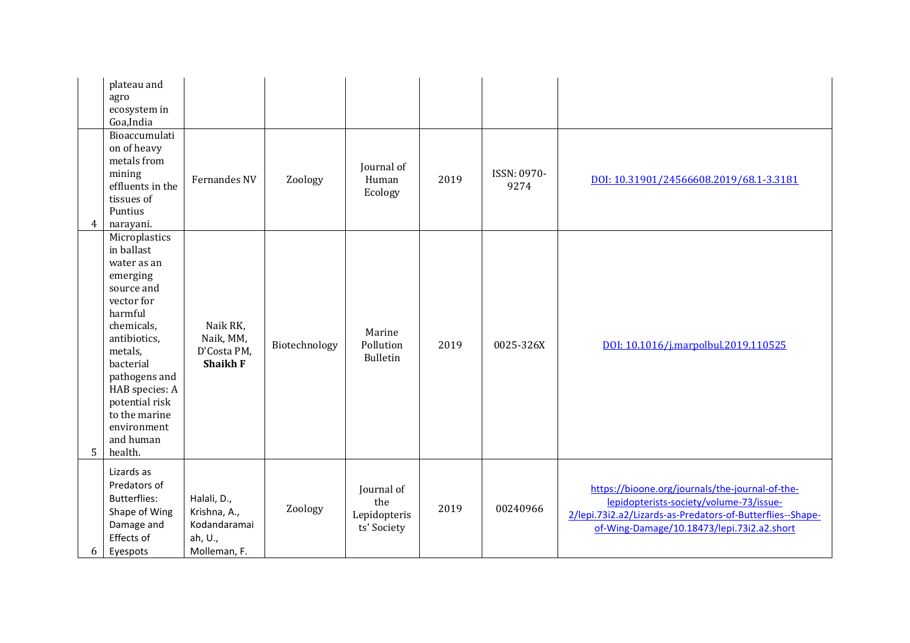| | | | | | | | |
|---|---|---|---|---|---|---|---|
| | plateau and agro ecosystem in Goa,India | | | | | | |
| 4 | Bioaccumulation of heavy metals from mining effluents in the tissues of Puntius narayani. | Fernandes NV | Zoology | Journal of Human Ecology | 2019 | ISSN: 0970-9274 | DOI: 10.31901/24566608.2019/68.1-3.3181 |
| 5 | Microplastics in ballast water as an emerging source and vector for harmful chemicals, antibiotics, metals, bacterial pathogens and HAB species: A potential risk to the marine environment and human health. | Naik RK, Naik, MM, D'Costa PM, **Shaikh F** | Biotechnology | Marine Pollution Bulletin | 2019 | 0025-326X | DOI: 10.1016/j.marpolbul.2019.110525 |
| 6 | Lizards as Predators of Butterflies: Shape of Wing Damage and Effects of Eyespots | Halali, D., Krishna, A., Kodandaramaiah, U., Molleman, F. | Zoology | Journal of the Lepidopterists' Society | 2019 | 00240966 | https://bioone.org/journals/the-journal-of-the-lepidopterists-society/volume-73/issue-2/lepi.73i2.a2/Lizards-as-Predators-of-Butterflies--Shape-of-Wing-Damage/10.18473/lepi.73i2.a2.short |